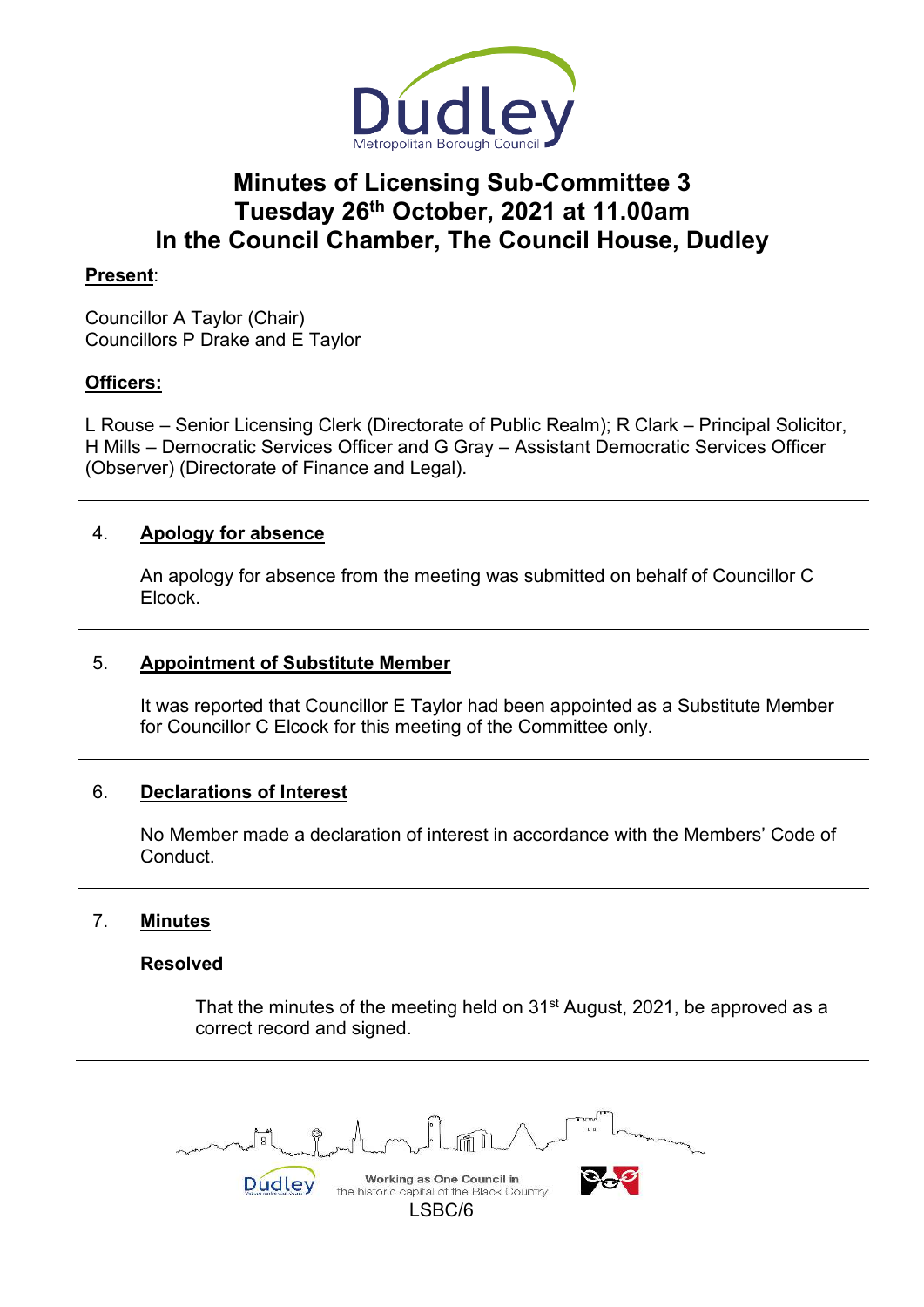# Minutes of Licensing Sub-Committee 3
# Tuesday 26th October, 2021 at 11.00am
# In the Council Chamber, The Council House, Dudley

**Present**:

Councillor A Taylor (Chair)
Councillors P Drake and E Taylor

**Officers:**

L Rouse – Senior Licensing Clerk (Directorate of Public Realm); R Clark – Principal Solicitor, H Mills – Democratic Services Officer and G Gray – Assistant Democratic Services Officer (Observer) (Directorate of Finance and Legal).

---

## 4. Apology for absence

An apology for absence from the meeting was submitted on behalf of Councillor C Elcock.

---

## 5. Appointment of Substitute Member

It was reported that Councillor E Taylor had been appointed as a Substitute Member for Councillor C Elcock for this meeting of the Committee only.

---

## 6. Declarations of Interest

No Member made a declaration of interest in accordance with the Members' Code of Conduct.

---

## 7. Minutes

**Resolved**

That the minutes of the meeting held on 31st August, 2021, be approved as a correct record and signed.

---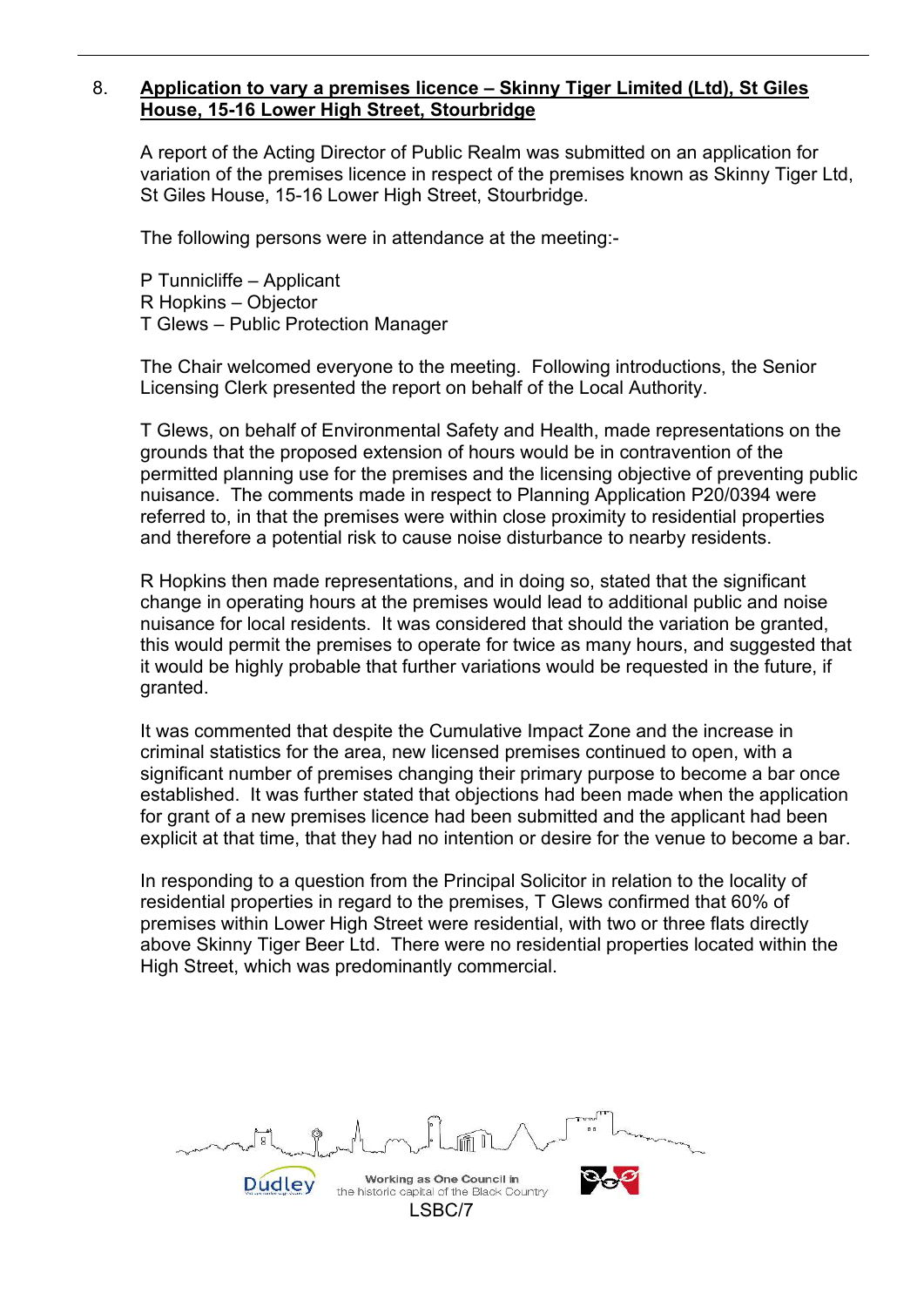8. **Application to vary a premises licence – Skinny Tiger Limited (Ltd), St Giles House, 15-16 Lower High Street, Stourbridge**

A report of the Acting Director of Public Realm was submitted on an application for variation of the premises licence in respect of the premises known as Skinny Tiger Ltd, St Giles House, 15-16 Lower High Street, Stourbridge.

The following persons were in attendance at the meeting:-

P Tunnicliffe – Applicant
R Hopkins – Objector
T Glews – Public Protection Manager

The Chair welcomed everyone to the meeting. Following introductions, the Senior Licensing Clerk presented the report on behalf of the Local Authority.

T Glews, on behalf of Environmental Safety and Health, made representations on the grounds that the proposed extension of hours would be in contravention of the permitted planning use for the premises and the licensing objective of preventing public nuisance. The comments made in respect to Planning Application P20/0394 were referred to, in that the premises were within close proximity to residential properties and therefore a potential risk to cause noise disturbance to nearby residents.

R Hopkins then made representations, and in doing so, stated that the significant change in operating hours at the premises would lead to additional public and noise nuisance for local residents. It was considered that should the variation be granted, this would permit the premises to operate for twice as many hours, and suggested that it would be highly probable that further variations would be requested in the future, if granted.

It was commented that despite the Cumulative Impact Zone and the increase in criminal statistics for the area, new licensed premises continued to open, with a significant number of premises changing their primary purpose to become a bar once established. It was further stated that objections had been made when the application for grant of a new premises licence had been submitted and the applicant had been explicit at that time, that they had no intention or desire for the venue to become a bar.

In responding to a question from the Principal Solicitor in relation to the locality of residential properties in regard to the premises, T Glews confirmed that 60% of premises within Lower High Street were residential, with two or three flats directly above Skinny Tiger Beer Ltd. There were no residential properties located within the High Street, which was predominantly commercial.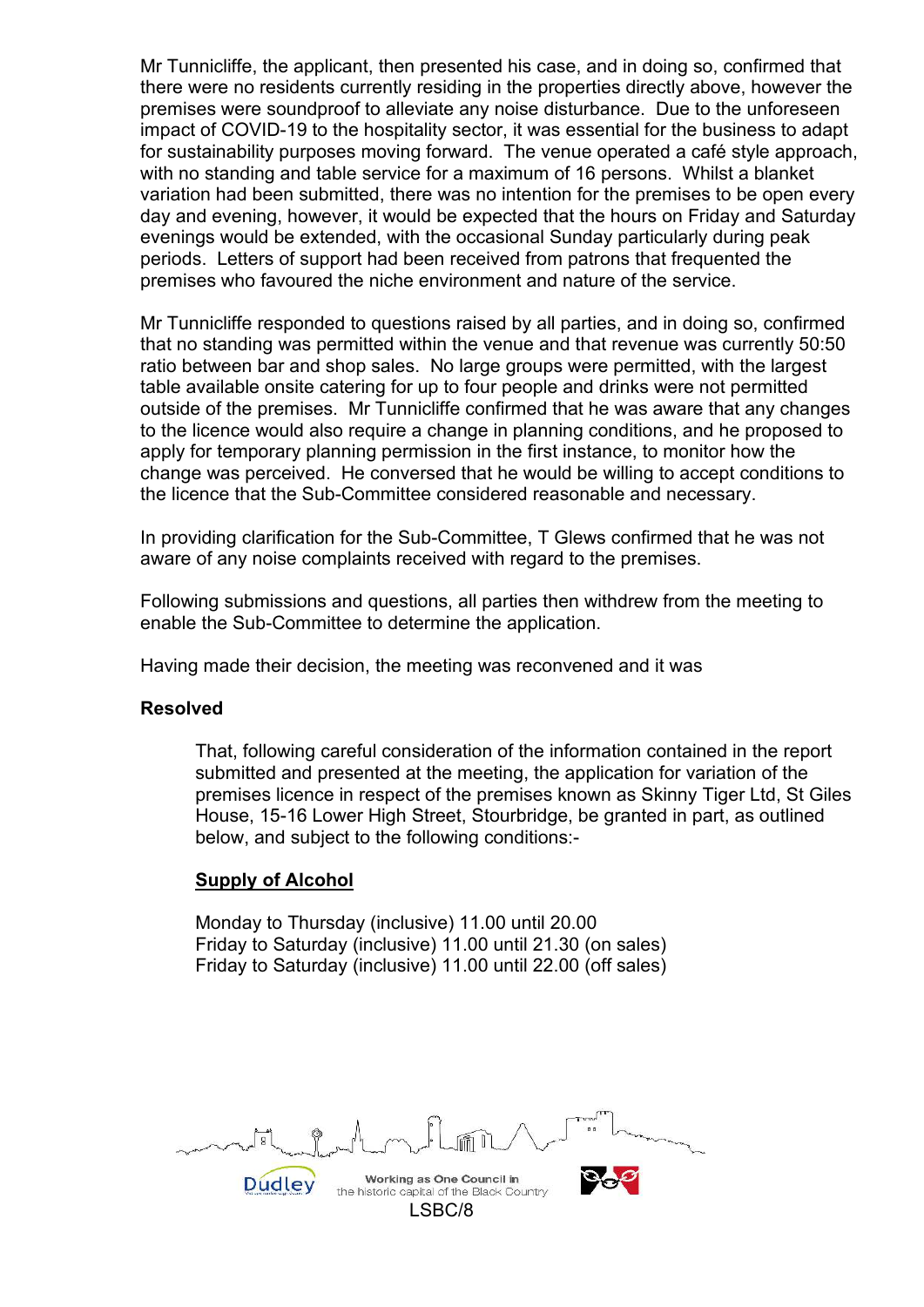Mr Tunnicliffe, the applicant, then presented his case, and in doing so, confirmed that there were no residents currently residing in the properties directly above, however the premises were soundproof to alleviate any noise disturbance. Due to the unforeseen impact of COVID-19 to the hospitality sector, it was essential for the business to adapt for sustainability purposes moving forward. The venue operated a café style approach, with no standing and table service for a maximum of 16 persons. Whilst a blanket variation had been submitted, there was no intention for the premises to be open every day and evening, however, it would be expected that the hours on Friday and Saturday evenings would be extended, with the occasional Sunday particularly during peak periods. Letters of support had been received from patrons that frequented the premises who favoured the niche environment and nature of the service.

Mr Tunnicliffe responded to questions raised by all parties, and in doing so, confirmed that no standing was permitted within the venue and that revenue was currently 50:50 ratio between bar and shop sales. No large groups were permitted, with the largest table available onsite catering for up to four people and drinks were not permitted outside of the premises. Mr Tunnicliffe confirmed that he was aware that any changes to the licence would also require a change in planning conditions, and he proposed to apply for temporary planning permission in the first instance, to monitor how the change was perceived. He conversed that he would be willing to accept conditions to the licence that the Sub-Committee considered reasonable and necessary.

In providing clarification for the Sub-Committee, T Glews confirmed that he was not aware of any noise complaints received with regard to the premises.

Following submissions and questions, all parties then withdrew from the meeting to enable the Sub-Committee to determine the application.

Having made their decision, the meeting was reconvened and it was

**Resolved**

That, following careful consideration of the information contained in the report submitted and presented at the meeting, the application for variation of the premises licence in respect of the premises known as Skinny Tiger Ltd, St Giles House, 15-16 Lower High Street, Stourbridge, be granted in part, as outlined below, and subject to the following conditions:-

**<u>Supply of Alcohol</u>**

Monday to Thursday (inclusive) 11.00 until 20.00
Friday to Saturday (inclusive) 11.00 until 21.30 (on sales)
Friday to Saturday (inclusive) 11.00 until 22.00 (off sales)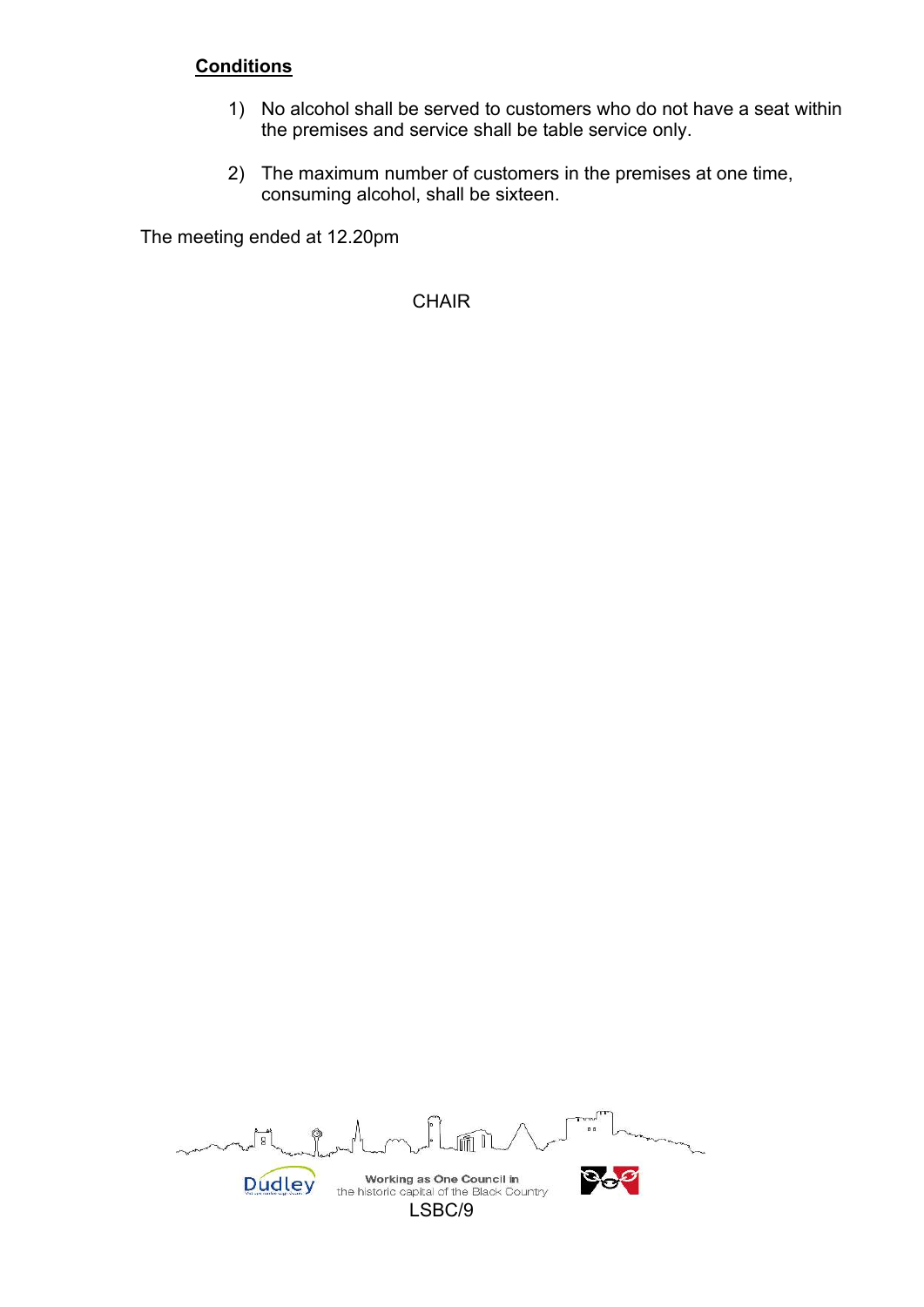**Conditions**

1) No alcohol shall be served to customers who do not have a seat within the premises and service shall be table service only.

2) The maximum number of customers in the premises at one time, consuming alcohol, shall be sixteen.

The meeting ended at 12.20pm

CHAIR